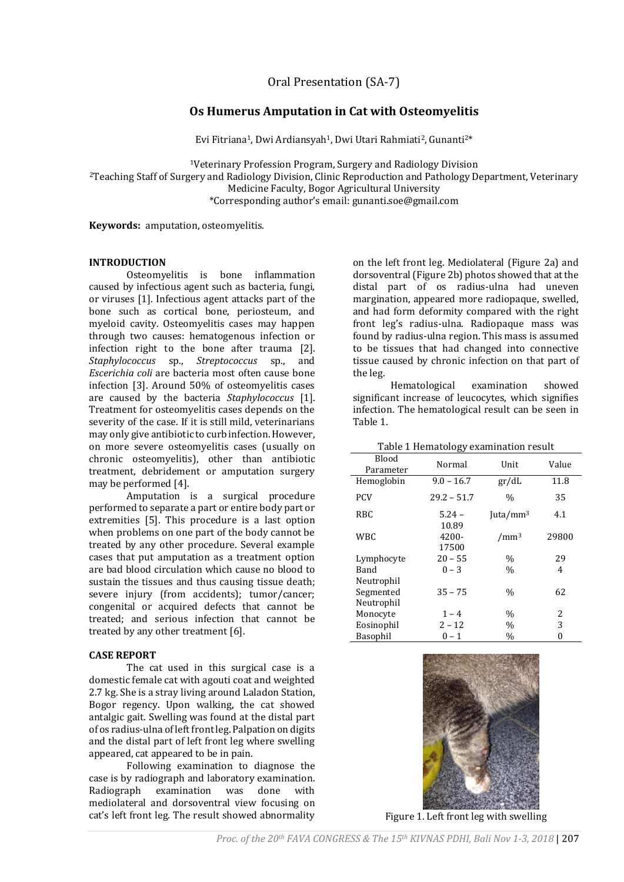Oral Presentation (SA-7)

# Os Humerus Amputation in Cat with Osteomyelitis

Evi Fitriana[1], Dwi Ardiansyah[1], Dwi Utari Rahmiati[2], Gunanti[2]*

[1]Veterinary Profession Program, Surgery and Radiology Division
[2]Teaching Staff of Surgery and Radiology Division, Clinic Reproduction and Pathology Department, Veterinary Medicine Faculty, Bogor Agricultural University
*Corresponding author's email: gunanti.soe@gmail.com

**Keywords:** amputation, osteomyelitis.

## INTRODUCTION

Osteomyelitis is bone inflammation caused by infectious agent such as bacteria, fungi, or viruses [1]. Infectious agent attacks part of the bone such as cortical bone, periosteum, and myeloid cavity. Osteomyelitis cases may happen through two causes: hematogenous infection or infection right to the bone after trauma [2]. *Staphylococcus* sp., *Streptococcus* sp., and *Escerichia coli* are bacteria most often cause bone infection [3]. Around 50% of osteomyelitis cases are caused by the bacteria *Staphylococcus* [1]. Treatment for osteomyelitis cases depends on the severity of the case. If it is still mild, veterinarians may only give antibiotic to curb infection. However, on more severe osteomyelitis cases (usually on chronic osteomyelitis), other than antibiotic treatment, debridement or amputation surgery may be performed [4].

Amputation is a surgical procedure performed to separate a part or entire body part or extremities [5]. This procedure is a last option when problems on one part of the body cannot be treated by any other procedure. Several example cases that put amputation as a treatment option are bad blood circulation which cause no blood to sustain the tissues and thus causing tissue death; severe injury (from accidents); tumor/cancer; congenital or acquired defects that cannot be treated; and serious infection that cannot be treated by any other treatment [6].

## CASE REPORT

The cat used in this surgical case is a domestic female cat with agouti coat and weighted 2.7 kg. She is a stray living around Laladon Station, Bogor regency. Upon walking, the cat showed antalgic gait. Swelling was found at the distal part of os radius-ulna of left front leg. Palpation on digits and the distal part of left front leg where swelling appeared, cat appeared to be in pain.

Following examination to diagnose the case is by radiograph and laboratory examination. Radiograph examination was done with mediolateral and dorsoventral view focusing on cat's left front leg. The result showed abnormality on the left front leg. Mediolateral (Figure 2a) and dorsoventral (Figure 2b) photos showed that at the distal part of os radius-ulna had uneven margination, appeared more radiopaque, swelled, and had form deformity compared with the right front leg's radius-ulna. Radiopaque mass was found by radius-ulna region. This mass is assumed to be tissues that had changed into connective tissue caused by chronic infection on that part of the leg.

Hematological examination showed significant increase of leucocytes, which signifies infection. The hematological result can be seen in Table 1.

Table 1 Hematology examination result

| Blood Parameter | Normal | Unit | Value |
|---|---|---|---|
| Hemoglobin | 9.0 – 16.7 | gr/dL | 11.8 |
| PCV | 29.2 – 51.7 | % | 35 |
| RBC | 5.24 – 10.89 | Juta/mm$^3$ | 4.1 |
| WBC | 4200-17500 | /mm$^3$ | 29800 |
| Lymphocyte | 20 – 55 | % | 29 |
| Band Neutrophil | 0 – 3 | % | 4 |
| Segmented Neutrophil | 35 – 75 | % | 62 |
| Monocyte | 1 – 4 | % | 2 |
| Eosinophil | 2 – 12 | % | 3 |
| Basophil | 0 – 1 | % | 0 |

Figure 1. Left front leg with swelling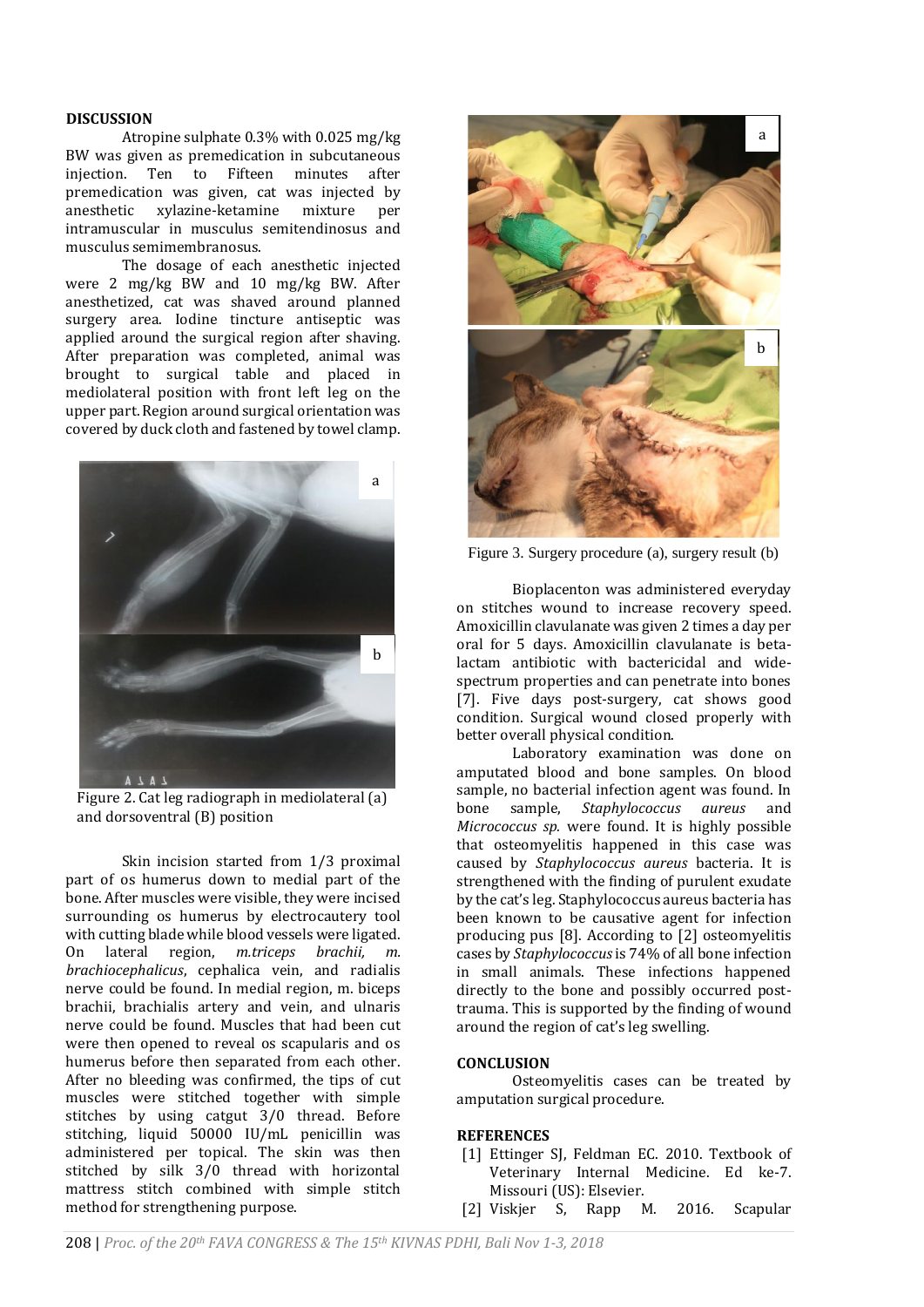## DISCUSSION

Atropine sulphate 0.3% with 0.025 mg/kg BW was given as premedication in subcutaneous injection. Ten to Fifteen minutes after premedication was given, cat was injected by anesthetic xylazine-ketamine mixture per intramuscular in musculus semitendinosus and musculus semimembranosus.

The dosage of each anesthetic injected were 2 mg/kg BW and 10 mg/kg BW. After anesthetized, cat was shaved around planned surgery area. Iodine tincture antiseptic was applied around the surgical region after shaving. After preparation was completed, animal was brought to surgical table and placed in mediolateral position with front left leg on the upper part. Region around surgical orientation was covered by duck cloth and fastened by towel clamp.

Figure 2. Cat leg radiograph in mediolateral (a) and dorsoventral (B) position

Skin incision started from 1/3 proximal part of os humerus down to medial part of the bone. After muscles were visible, they were incised surrounding os humerus by electrocautery tool with cutting blade while blood vessels were ligated. On lateral region, *m.triceps brachii, m. brachiocephalicus*, cephalica vein, and radialis nerve could be found. In medial region, m. biceps brachii, brachialis artery and vein, and ulnaris nerve could be found. Muscles that had been cut were then opened to reveal os scapularis and os humerus before then separated from each other. After no bleeding was confirmed, the tips of cut muscles were stitched together with simple stitches by using catgut 3/0 thread. Before stitching, liquid 50000 IU/mL penicillin was administered per topical. The skin was then stitched by silk 3/0 thread with horizontal mattress stitch combined with simple stitch method for strengthening purpose.

Figure 3. Surgery procedure (a), surgery result (b)

Bioplacenton was administered everyday on stitches wound to increase recovery speed. Amoxicillin clavulanate was given 2 times a day per oral for 5 days. Amoxicillin clavulanate is beta-lactam antibiotic with bactericidal and wide-spectrum properties and can penetrate into bones [7]. Five days post-surgery, cat shows good condition. Surgical wound closed properly with better overall physical condition.

Laboratory examination was done on amputated blood and bone samples. On blood sample, no bacterial infection agent was found. In bone sample, *Staphylococcus aureus* and *Micrococcus sp.* were found. It is highly possible that osteomyelitis happened in this case was caused by *Staphylococcus aureus* bacteria. It is strengthened with the finding of purulent exudate by the cat's leg. Staphylococcus aureus bacteria has been known to be causative agent for infection producing pus [8]. According to [2] osteomyelitis cases by *Staphylococcus* is 74% of all bone infection in small animals. These infections happened directly to the bone and possibly occurred post-trauma. This is supported by the finding of wound around the region of cat's leg swelling.

## CONCLUSION

Osteomyelitis cases can be treated by amputation surgical procedure.

## REFERENCES

[1] Ettinger SJ, Feldman EC. 2010. Textbook of Veterinary Internal Medicine. Ed ke-7. Missouri (US): Elsevier.

[2] Viskjer S, Rapp M. 2016. Scapular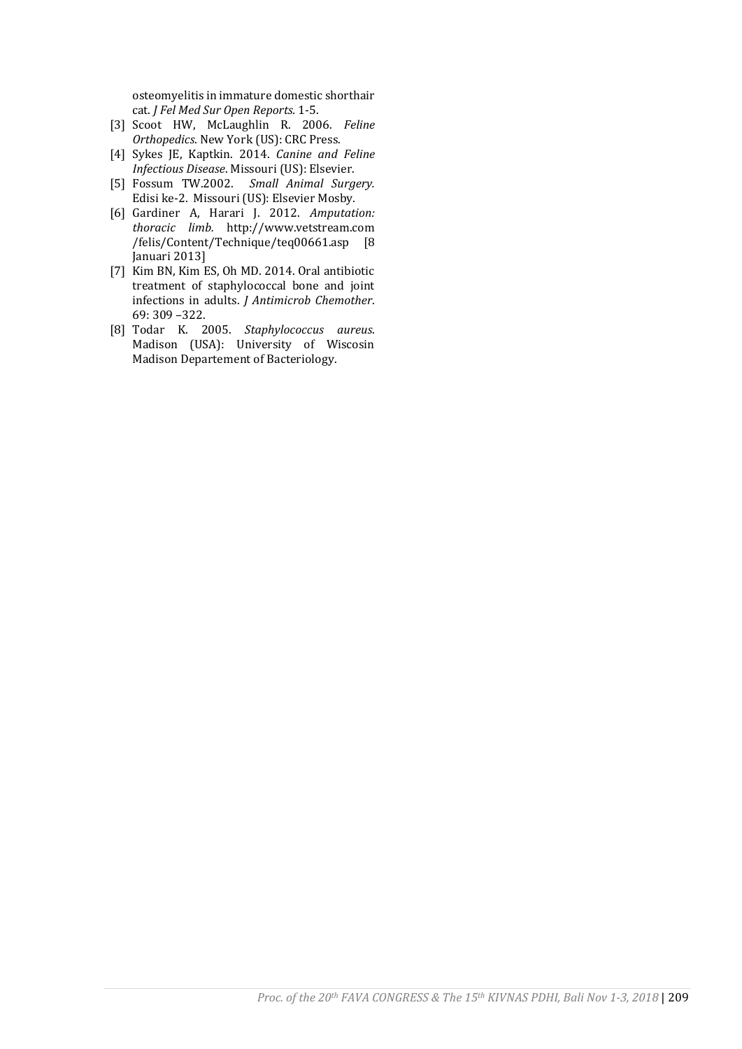osteomyelitis in immature domestic shorthair cat. *J Fel Med Sur Open Reports*. 1-5.

[3] Scoot HW, McLaughlin R. 2006. *Feline Orthopedics*. New York (US): CRC Press.

[4] Sykes JE, Kaptkin. 2014. *Canine and Feline Infectious Disease*. Missouri (US): Elsevier.

[5] Fossum TW.2002. *Small Animal Surgery.* Edisi ke-2. Missouri (US): Elsevier Mosby.

[6] Gardiner A, Harari J. 2012. *Amputation: thoracic limb.* http://www.vetstream.com /felis/Content/Technique/teq00661.asp [8 Januari 2013]

[7] Kim BN, Kim ES, Oh MD. 2014. Oral antibiotic treatment of staphylococcal bone and joint infections in adults. *J Antimicrob Chemother*. 69: 309 –322.

[8] Todar K. 2005. *Staphylococcus aureus*. Madison (USA): University of Wiscosin Madison Departement of Bacteriology.